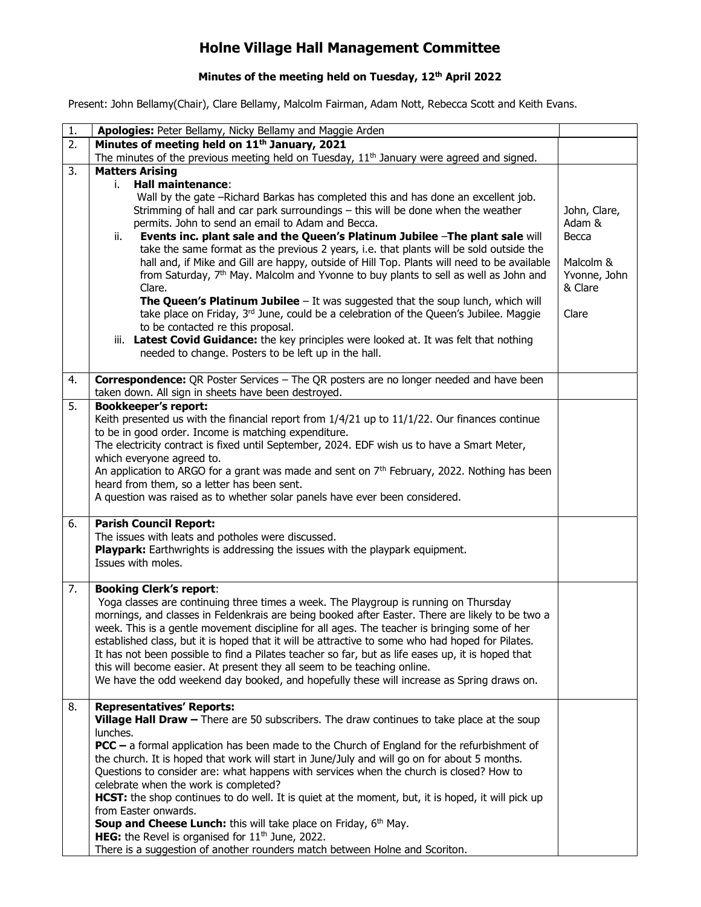# Holne Village Hall Management Committee

**Minutes of the meeting held on Tuesday, 12th April 2022**

Present: John Bellamy(Chair), Clare Bellamy, Malcolm Fairman, Adam Nott, Rebecca Scott and Keith Evans.

| | | |
|---|---|---|
| 1. | **Apologies:** Peter Bellamy, Nicky Bellamy and Maggie Arden | |
| 2. | **Minutes of meeting held on 11th January, 2021**<br>The minutes of the previous meeting held on Tuesday, 11th January were agreed and signed. | |
| 3. | **Matters Arising**<br>i. **Hall maintenance**:<br>Wall by the gate –Richard Barkas has completed this and has done an excellent job. Strimming of hall and car park surroundings – this will be done when the weather permits. John to send an email to Adam and Becca.<br>ii. **Events inc. plant sale and the Queen's Platinum Jubilee** –**The plant sale** will take the same format as the previous 2 years, i.e. that plants will be sold outside the hall and, if Mike and Gill are happy, outside of Hill Top. Plants will need to be available from Saturday, 7th May. Malcolm and Yvonne to buy plants to sell as well as John and Clare.<br>**The Queen's Platinum Jubilee** – It was suggested that the soup lunch, which will take place on Friday, 3rd June, could be a celebration of the Queen's Jubilee. Maggie to be contacted re this proposal.<br>iii. **Latest Covid Guidance:** the key principles were looked at. It was felt that nothing needed to change. Posters to be left up in the hall. | John, Clare, Adam & Becca<br><br>Malcolm & Yvonne, John & Clare<br><br>Clare |
| 4. | **Correspondence:** QR Poster Services – The QR posters are no longer needed and have been taken down. All sign in sheets have been destroyed. | |
| 5. | **Bookkeeper's report:**<br>Keith presented us with the financial report from 1/4/21 up to 11/1/22. Our finances continue to be in good order. Income is matching expenditure.<br>The electricity contract is fixed until September, 2024. EDF wish us to have a Smart Meter, which everyone agreed to.<br>An application to ARGO for a grant was made and sent on 7th February, 2022. Nothing has been heard from them, so a letter has been sent.<br>A question was raised as to whether solar panels have ever been considered. | |
| 6. | **Parish Council Report:**<br>The issues with leats and potholes were discussed.<br>**Playpark:** Earthwrights is addressing the issues with the playpark equipment.<br>Issues with moles. | |
| 7. | **Booking Clerk's report**:<br>Yoga classes are continuing three times a week. The Playgroup is running on Thursday mornings, and classes in Feldenkrais are being booked after Easter. There are likely to be two a week. This is a gentle movement discipline for all ages. The teacher is bringing some of her established class, but it is hoped that it will be attractive to some who had hoped for Pilates. It has not been possible to find a Pilates teacher so far, but as life eases up, it is hoped that this will become easier. At present they all seem to be teaching online.<br>We have the odd weekend day booked, and hopefully these will increase as Spring draws on. | |
| 8. | **Representatives' Reports:**<br>**Village Hall Draw –** There are 50 subscribers. The draw continues to take place at the soup lunches.<br>**PCC –** a formal application has been made to the Church of England for the refurbishment of the church. It is hoped that work will start in June/July and will go on for about 5 months. Questions to consider are: what happens with services when the church is closed? How to celebrate when the work is completed?<br>**HCST:** the shop continues to do well. It is quiet at the moment, but, it is hoped, it will pick up from Easter onwards.<br>**Soup and Cheese Lunch:** this will take place on Friday, 6th May.<br>**HEG:** the Revel is organised for 11th June, 2022.<br>There is a suggestion of another rounders match between Holne and Scoriton. | |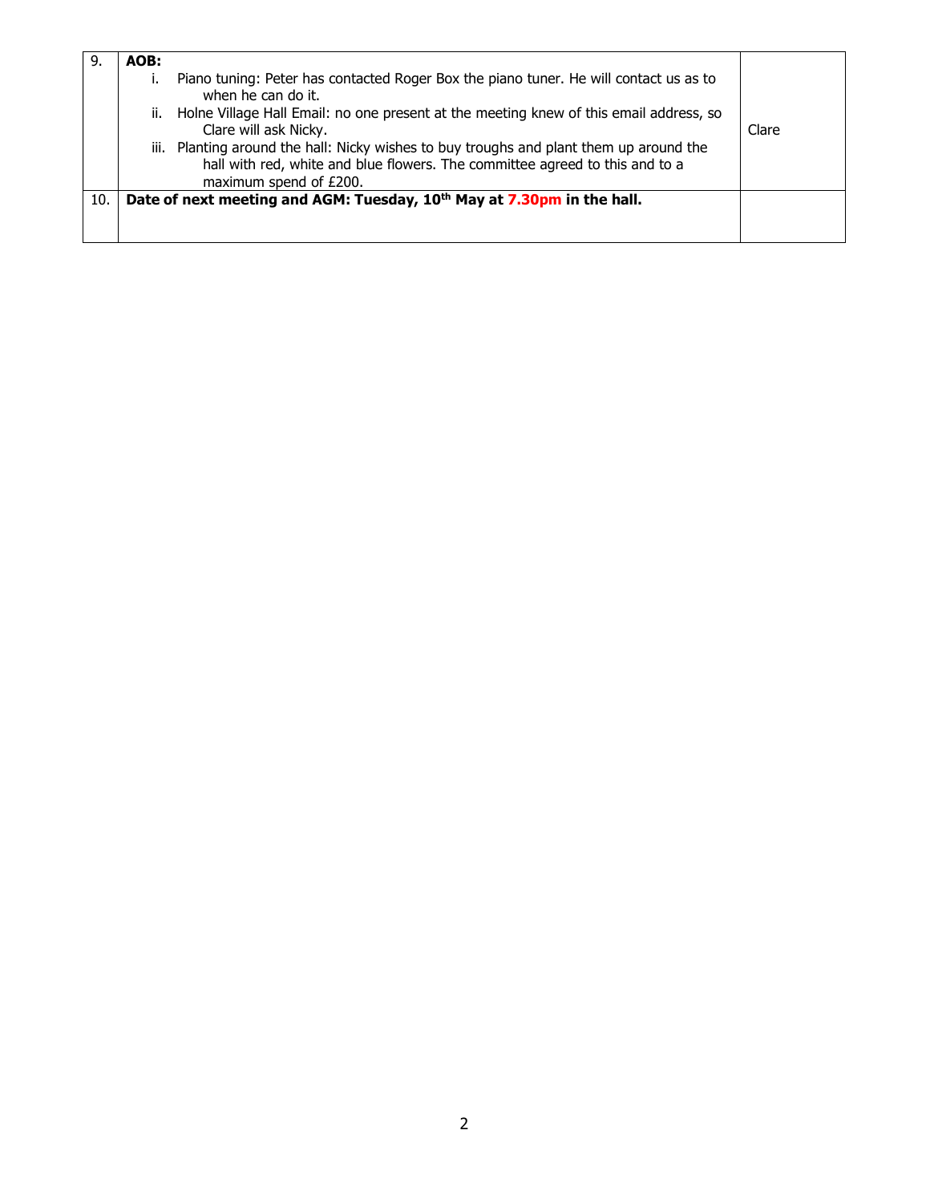| | | |
|---|---|---|
| 9. | **AOB:**<br>i. Piano tuning: Peter has contacted Roger Box the piano tuner. He will contact us as to when he can do it.<br>ii. Holne Village Hall Email: no one present at the meeting knew of this email address, so Clare will ask Nicky.<br>iii. Planting around the hall: Nicky wishes to buy troughs and plant them up around the hall with red, white and blue flowers. The committee agreed to this and to a maximum spend of £200. | Clare |
| 10. | **Date of next meeting and AGM: Tuesday, 10th May at 7.30pm in the hall.** | |